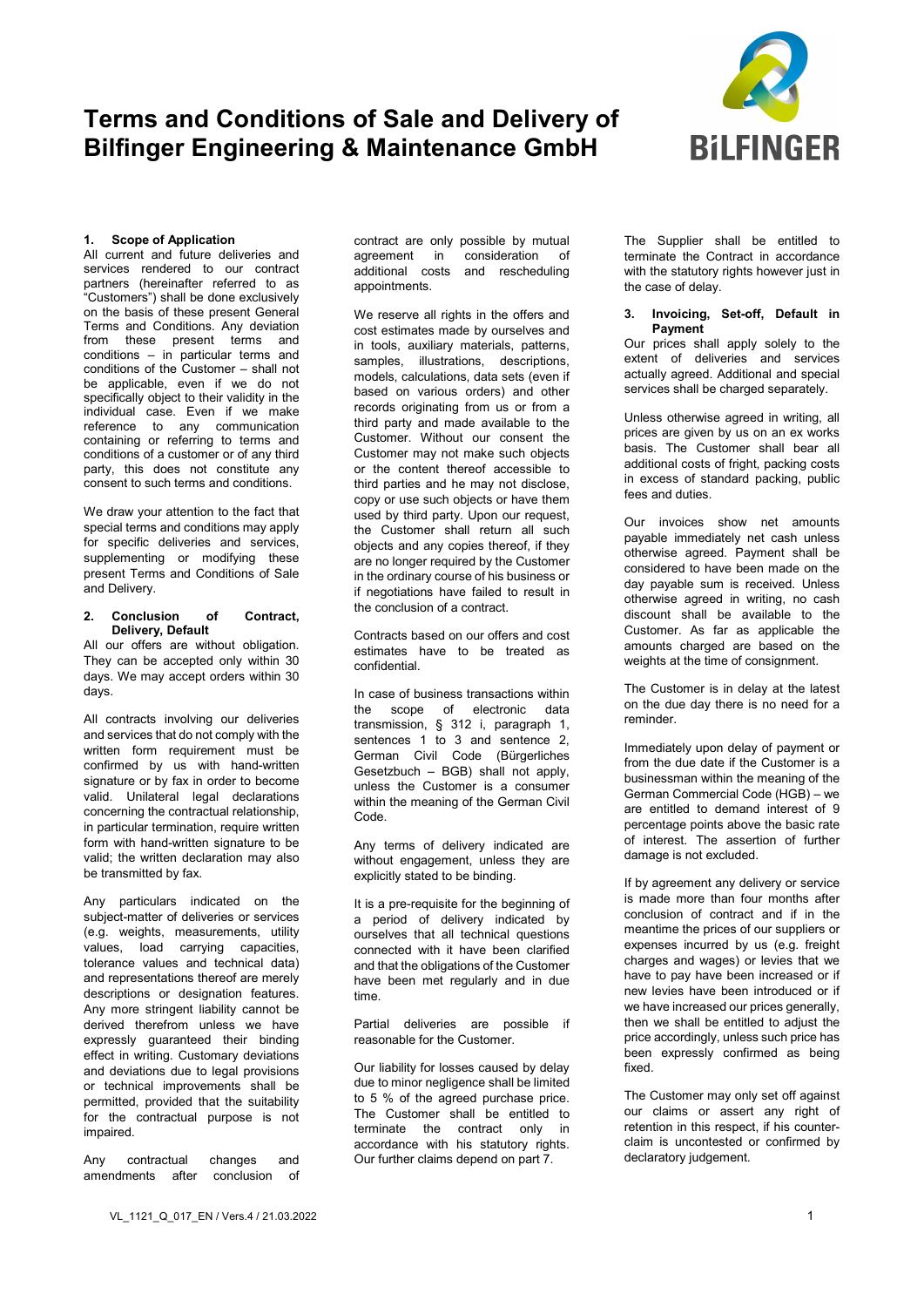# Terms and Conditions of Sale and Delivery of Bilfinger Engineering & Maintenance GmbH

## 1. Scope of Application

All current and future deliveries and services rendered to our contract partners (hereinafter referred to as "Customers") shall be done exclusively on the basis of these present General Terms and Conditions. Any deviation from these present terms and conditions – in particular terms and conditions of the Customer – shall not be applicable, even if we do not specifically object to their validity in the individual case. Even if we make reference to any communication containing or referring to terms and conditions of a customer or of any third party, this does not constitute any consent to such terms and conditions.

We draw your attention to the fact that special terms and conditions may apply for specific deliveries and services, supplementing or modifying these present Terms and Conditions of Sale and Delivery.

## 2. Conclusion of Contract, Delivery, Default

All our offers are without obligation. They can be accepted only within 30 days. We may accept orders within 30 days.

All contracts involving our deliveries and services that do not comply with the written form requirement must be confirmed by us with hand-written signature or by fax in order to become valid. Unilateral legal declarations concerning the contractual relationship, in particular termination, require written form with hand-written signature to be valid; the written declaration may also be transmitted by fax.

Any particulars indicated on the subject-matter of deliveries or services (e.g. weights, measurements, utility values, load carrying capacities, tolerance values and technical data) and representations thereof are merely descriptions or designation features. Any more stringent liability cannot be derived therefrom unless we have expressly guaranteed their binding effect in writing. Customary deviations and deviations due to legal provisions or technical improvements shall be permitted, provided that the suitability for the contractual purpose is not impaired.

Any contractual changes and amendments after conclusion of contract are only possible by mutual agreement in consideration of additional costs and rescheduling appointments.

We reserve all rights in the offers and cost estimates made by ourselves and in tools, auxiliary materials, patterns, samples, illustrations, descriptions, models, calculations, data sets (even if based on various orders) and other records originating from us or from a third party and made available to the Customer. Without our consent the Customer may not make such objects or the content thereof accessible to third parties and he may not disclose, copy or use such objects or have them used by third party. Upon our request, the Customer shall return all such objects and any copies thereof, if they are no longer required by the Customer in the ordinary course of his business or if negotiations have failed to result in the conclusion of a contract.

Contracts based on our offers and cost estimates have to be treated as confidential.

In case of business transactions within the scope of electronic data transmission, § 312 i, paragraph 1, sentences 1 to 3 and sentence 2, German Civil Code (Bürgerliches Gesetzbuch – BGB) shall not apply, unless the Customer is a consumer within the meaning of the German Civil Code.

Any terms of delivery indicated are without engagement, unless they are explicitly stated to be binding.

It is a pre-requisite for the beginning of a period of delivery indicated by ourselves that all technical questions connected with it have been clarified and that the obligations of the Customer have been met regularly and in due time.

Partial deliveries are possible if reasonable for the Customer.

Our liability for losses caused by delay due to minor negligence shall be limited to 5 % of the agreed purchase price. The Customer shall be entitled to terminate the contract only in accordance with his statutory rights. Our further claims depend on part 7.

The Supplier shall be entitled to terminate the Contract in accordance with the statutory rights however just in the case of delay.

## 3. Invoicing, Set-off, Default in Payment

Our prices shall apply solely to the extent of deliveries and services actually agreed. Additional and special services shall be charged separately.

Unless otherwise agreed in writing, all prices are given by us on an ex works basis. The Customer shall bear all additional costs of fright, packing costs in excess of standard packing, public fees and duties.

Our invoices show net amounts payable immediately net cash unless otherwise agreed. Payment shall be considered to have been made on the day payable sum is received. Unless otherwise agreed in writing, no cash discount shall be available to the Customer. As far as applicable the amounts charged are based on the weights at the time of consignment.

The Customer is in delay at the latest on the due day there is no need for a reminder.

Immediately upon delay of payment or from the due date if the Customer is a businessman within the meaning of the German Commercial Code (HGB) – we are entitled to demand interest of 9 percentage points above the basic rate of interest. The assertion of further damage is not excluded.

If by agreement any delivery or service is made more than four months after conclusion of contract and if in the meantime the prices of our suppliers or expenses incurred by us (e.g. freight charges and wages) or levies that we have to pay have been increased or if new levies have been introduced or if we have increased our prices generally, then we shall be entitled to adjust the price accordingly, unless such price has been expressly confirmed as being fixed.

The Customer may only set off against our claims or assert any right of retention in this respect, if his counter-claim is uncontested or confirmed by declaratory judgement.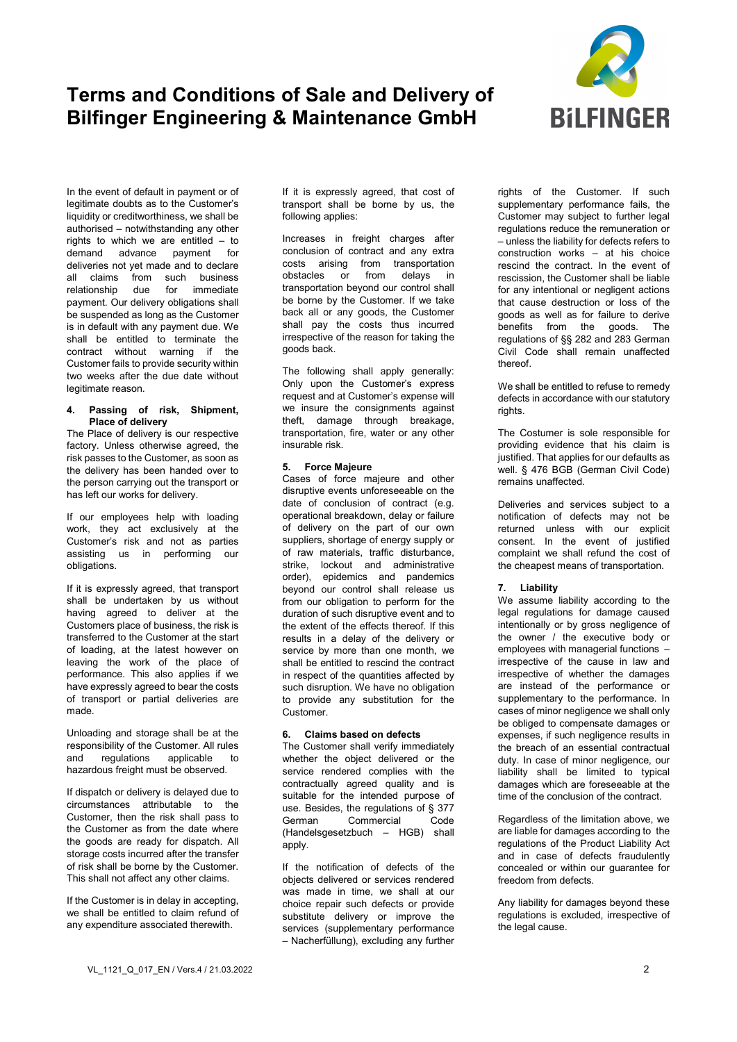In the event of default in payment or of legitimate doubts as to the Customer's liquidity or creditworthiness, we shall be authorised – notwithstanding any other rights to which we are entitled – to demand advance payment for deliveries not yet made and to declare all claims from such business relationship due for immediate payment. Our delivery obligations shall be suspended as long as the Customer is in default with any payment due. We shall be entitled to terminate the contract without warning if the Customer fails to provide security within two weeks after the due date without legitimate reason.

#### 4. Passing of risk, Shipment, Place of delivery

The Place of delivery is our respective factory. Unless otherwise agreed, the risk passes to the Customer, as soon as the delivery has been handed over to the person carrying out the transport or has left our works for delivery.

If our employees help with loading work, they act exclusively at the Customer's risk and not as parties assisting us in performing our obligations.

If it is expressly agreed, that transport shall be undertaken by us without having agreed to deliver at the Customers place of business, the risk is transferred to the Customer at the start of loading, at the latest however on leaving the work of the place of performance. This also applies if we have expressly agreed to bear the costs of transport or partial deliveries are made.

Unloading and storage shall be at the responsibility of the Customer. All rules and regulations applicable to hazardous freight must be observed.

If dispatch or delivery is delayed due to circumstances attributable to the Customer, then the risk shall pass to the Customer as from the date where the goods are ready for dispatch. All storage costs incurred after the transfer of risk shall be borne by the Customer. This shall not affect any other claims.

If the Customer is in delay in accepting, we shall be entitled to claim refund of any expenditure associated therewith.

If it is expressly agreed, that cost of transport shall be borne by us, the following applies:

Increases in freight charges after conclusion of contract and any extra costs arising from transportation obstacles or from delays in transportation beyond our control shall be borne by the Customer. If we take back all or any goods, the Customer shall pay the costs thus incurred irrespective of the reason for taking the goods back.

The following shall apply generally: Only upon the Customer's express request and at Customer's expense will we insure the consignments against theft, damage through breakage, transportation, fire, water or any other insurable risk.

#### 5. Force Majeure

Cases of force majeure and other disruptive events unforeseeable on the date of conclusion of contract (e.g. operational breakdown, delay or failure of delivery on the part of our own suppliers, shortage of energy supply or of raw materials, traffic disturbance, strike, lockout and administrative order), epidemics and pandemics beyond our control shall release us from our obligation to perform for the duration of such disruptive event and to the extent of the effects thereof. If this results in a delay of the delivery or service by more than one month, we shall be entitled to rescind the contract in respect of the quantities affected by such disruption. We have no obligation to provide any substitution for the Customer.

#### 6. Claims based on defects

The Customer shall verify immediately whether the object delivered or the service rendered complies with the contractually agreed quality and is suitable for the intended purpose of use. Besides, the regulations of § 377 German Commercial Code (Handelsgesetzbuch – HGB) shall apply.

If the notification of defects of the objects delivered or services rendered was made in time, we shall at our choice repair such defects or provide substitute delivery or improve the services (supplementary performance – Nacherfüllung), excluding any further rights of the Customer. If such supplementary performance fails, the Customer may subject to further legal regulations reduce the remuneration or – unless the liability for defects refers to construction works – at his choice rescind the contract. In the event of rescission, the Customer shall be liable for any intentional or negligent actions that cause destruction or loss of the goods as well as for failure to derive benefits from the goods. The regulations of §§ 282 and 283 German Civil Code shall remain unaffected thereof.

We shall be entitled to refuse to remedy defects in accordance with our statutory rights.

The Costumer is sole responsible for providing evidence that his claim is justified. That applies for our defaults as well. § 476 BGB (German Civil Code) remains unaffected.

Deliveries and services subject to a notification of defects may not be returned unless with our explicit consent. In the event of justified complaint we shall refund the cost of the cheapest means of transportation.

#### 7. Liability

We assume liability according to the legal regulations for damage caused intentionally or by gross negligence of the owner / the executive body or employees with managerial functions – irrespective of the cause in law and irrespective of whether the damages are instead of the performance or supplementary to the performance. In cases of minor negligence we shall only be obliged to compensate damages or expenses, if such negligence results in the breach of an essential contractual duty. In case of minor negligence, our liability shall be limited to typical damages which are foreseeable at the time of the conclusion of the contract.

Regardless of the limitation above, we are liable for damages according to the regulations of the Product Liability Act and in case of defects fraudulently concealed or within our guarantee for freedom from defects.

Any liability for damages beyond these regulations is excluded, irrespective of the legal cause.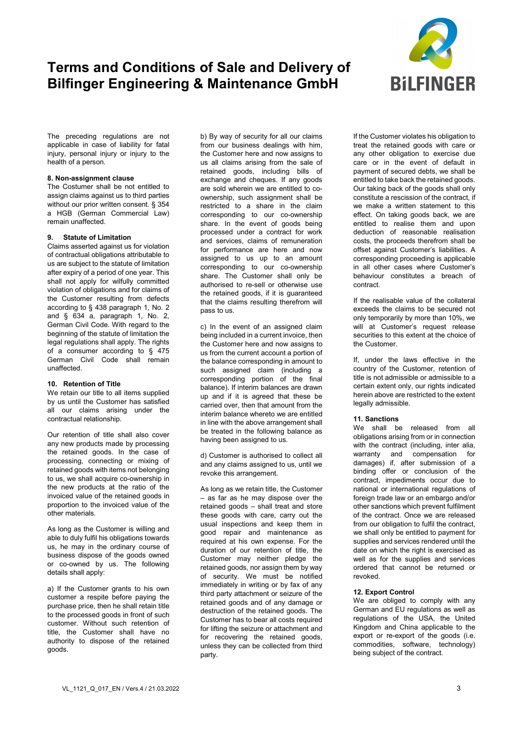The preceding regulations are not applicable in case of liability for fatal injury, personal injury or injury to the health of a person.

#### 8. Non-assignment clause

The Costumer shall be not entitled to assign claims against us to third parties without our prior written consent. § 354 a HGB (German Commercial Law) remain unaffected.

#### 9. Statute of Limitation

Claims asserted against us for violation of contractual obligations attributable to us are subject to the statute of limitation after expiry of a period of one year. This shall not apply for wilfully committed violation of obligations and for claims of the Customer resulting from defects according to § 438 paragraph 1, No. 2 and § 634 a, paragraph 1, No. 2, German Civil Code. With regard to the beginning of the statute of limitation the legal regulations shall apply. The rights of a consumer according to § 475 German Civil Code shall remain unaffected.

#### 10. Retention of Title

We retain our title to all items supplied by us until the Customer has satisfied all our claims arising under the contractual relationship.

Our retention of title shall also cover any new products made by processing the retained goods. In the case of processing, connecting or mixing of retained goods with items not belonging to us, we shall acquire co-ownership in the new products at the ratio of the invoiced value of the retained goods in proportion to the invoiced value of the other materials.

As long as the Customer is willing and able to duly fulfil his obligations towards us, he may in the ordinary course of business dispose of the goods owned or co-owned by us. The following details shall apply:

a) If the Customer grants to his own customer a respite before paying the purchase price, then he shall retain title to the processed goods in front of such customer. Without such retention of title, the Customer shall have no authority to dispose of the retained goods.

b) By way of security for all our claims from our business dealings with him, the Customer here and now assigns to us all claims arising from the sale of retained goods, including bills of exchange and cheques. If any goods are sold wherein we are entitled to co-ownership, such assignment shall be restricted to a share in the claim corresponding to our co-ownership share. In the event of goods being processed under a contract for work and services, claims of remuneration for performance are here and now assigned to us up to an amount corresponding to our co-ownership share. The Customer shall only be authorised to re-sell or otherwise use the retained goods, if it is guaranteed that the claims resulting therefrom will pass to us.

c) In the event of an assigned claim being included in a current invoice, then the Customer here and now assigns to us from the current account a portion of the balance corresponding in amount to such assigned claim (including a corresponding portion of the final balance). If interim balances are drawn up and if it is agreed that these be carried over, then that amount from the interim balance whereto we are entitled in line with the above arrangement shall be treated in the following balance as having been assigned to us.

d) Customer is authorised to collect all and any claims assigned to us, until we revoke this arrangement.

As long as we retain title, the Customer – as far as he may dispose over the retained goods – shall treat and store these goods with care, carry out the usual inspections and keep them in good repair and maintenance as required at his own expense. For the duration of our retention of title, the Customer may neither pledge the retained goods, nor assign them by way of security. We must be notified immediately in writing or by fax of any third party attachment or seizure of the retained goods and of any damage or destruction of the retained goods. The Customer has to bear all costs required for lifting the seizure or attachment and for recovering the retained goods, unless they can be collected from third party.

If the Customer violates his obligation to treat the retained goods with care or any other obligation to exercise due care or in the event of default in payment of secured debts, we shall be entitled to take back the retained goods. Our taking back of the goods shall only constitute a rescission of the contract, if we make a written statement to this effect. On taking goods back, we are entitled to realise them and upon deduction of reasonable realisation costs, the proceeds therefrom shall be offset against Customer's liabilities. A corresponding proceeding is applicable in all other cases where Customer's behaviour constitutes a breach of contract.

If the realisable value of the collateral exceeds the claims to be secured not only temporarily by more than 10%, we will at Customer's request release securities to this extent at the choice of the Customer.

If, under the laws effective in the country of the Customer, retention of title is not admissible or admissible to a certain extent only, our rights indicated herein above are restricted to the extent legally admissible.

#### 11. Sanctions

We shall be released from all obligations arising from or in connection with the contract (including, inter alia, warranty and compensation for damages) if, after submission of a binding offer or conclusion of the contract, impediments occur due to national or international regulations of foreign trade law or an embargo and/or other sanctions which prevent fulfilment of the contract. Once we are released from our obligation to fulfil the contract, we shall only be entitled to payment for supplies and services rendered until the date on which the right is exercised as well as for the supplies and services ordered that cannot be returned or revoked.

#### 12. Export Control

We are obliged to comply with any German and EU regulations as well as regulations of the USA, the United Kingdom and China applicable to the export or re-export of the goods (i.e. commodities, software, technology) being subject of the contract.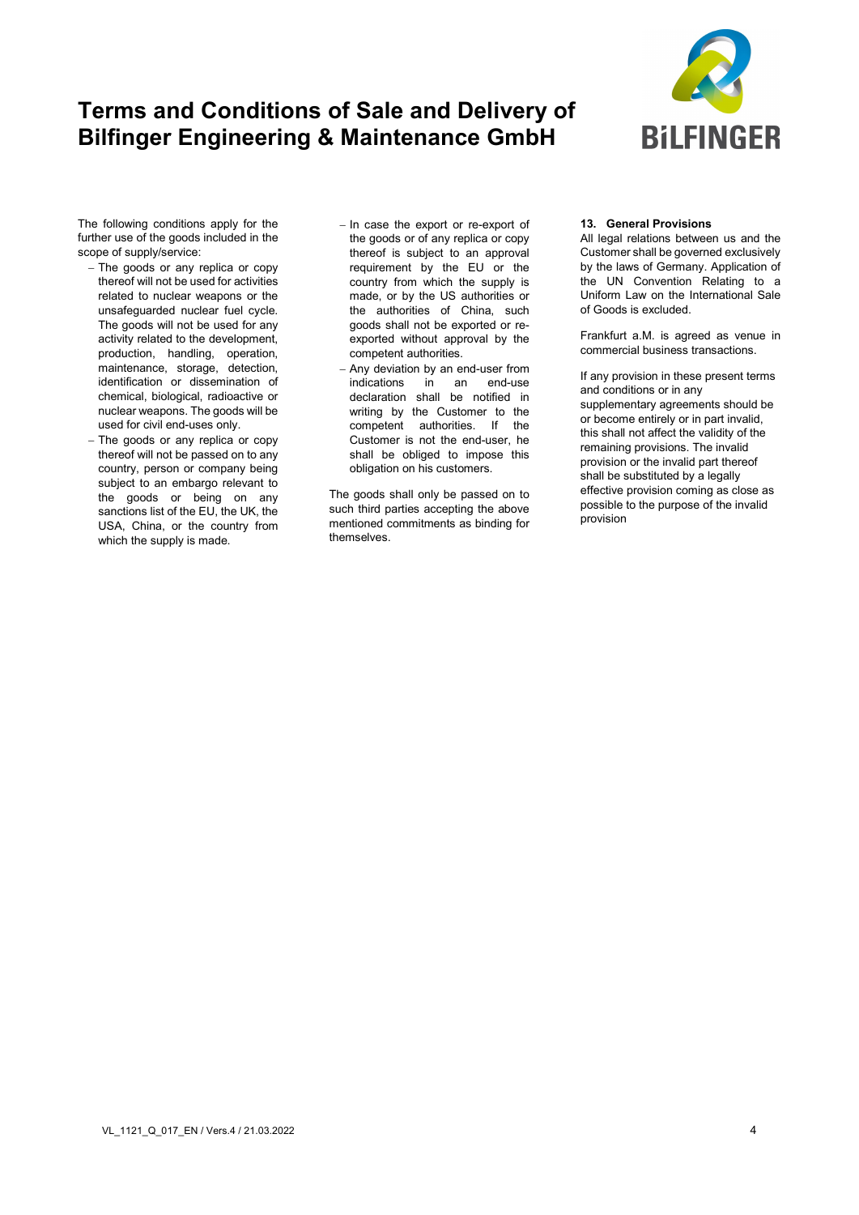The following conditions apply for the further use of the goods included in the scope of supply/service:

- The goods or any replica or copy thereof will not be used for activities related to nuclear weapons or the unsafeguarded nuclear fuel cycle. The goods will not be used for any activity related to the development, production, handling, operation, maintenance, storage, detection, identification or dissemination of chemical, biological, radioactive or nuclear weapons. The goods will be used for civil end-uses only.
- The goods or any replica or copy thereof will not be passed on to any country, person or company being subject to an embargo relevant to the goods or being on any sanctions list of the EU, the UK, the USA, China, or the country from which the supply is made.
- In case the export or re-export of the goods or of any replica or copy thereof is subject to an approval requirement by the EU or the country from which the supply is made, or by the US authorities or the authorities of China, such goods shall not be exported or re-exported without approval by the competent authorities.
- Any deviation by an end-user from indications in an end-use declaration shall be notified in writing by the Customer to the competent authorities. If the Customer is not the end-user, he shall be obliged to impose this obligation on his customers.

The goods shall only be passed on to such third parties accepting the above mentioned commitments as binding for themselves.

#### 13. General Provisions

All legal relations between us and the Customer shall be governed exclusively by the laws of Germany. Application of the UN Convention Relating to a Uniform Law on the International Sale of Goods is excluded.

Frankfurt a.M. is agreed as venue in commercial business transactions.

If any provision in these present terms and conditions or in any supplementary agreements should be or become entirely or in part invalid, this shall not affect the validity of the remaining provisions. The invalid provision or the invalid part thereof shall be substituted by a legally effective provision coming as close as possible to the purpose of the invalid provision